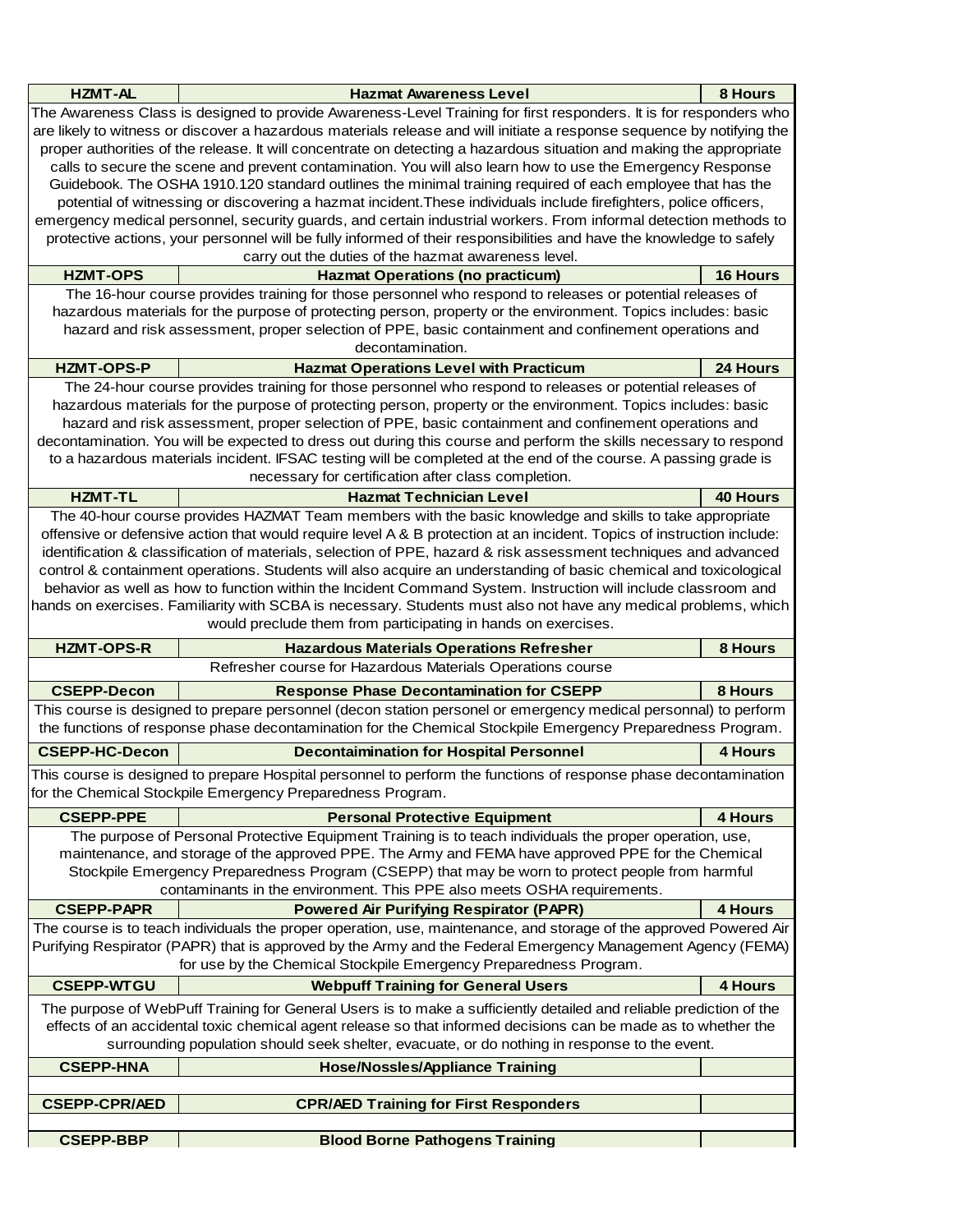| HZMT-AL | Hazmat Awareness Level | 8 Hours |
|---|---|---|
| The Awareness Class is designed to provide Awareness-Level Training for first responders. It is for responders who are likely to witness or discover a hazardous materials release and will initiate a response sequence by notifying the proper authorities of the release. It will concentrate on detecting a hazardous situation and making the appropriate calls to secure the scene and prevent contamination. You will also learn how to use the Emergency Response Guidebook. The OSHA 1910.120 standard outlines the minimal training required of each employee that has the potential of witnessing or discovering a hazmat incident.These individuals include firefighters, police officers, emergency medical personnel, security guards, and certain industrial workers. From informal detection methods to protective actions, your personnel will be fully informed of their responsibilities and have the knowledge to safely carry out the duties of the hazmat awareness level. | | |
| **HZMT-OPS** | **Hazmat Operations (no practicum)** | **16 Hours** |
| The 16-hour course provides training for those personnel who respond to releases or potential releases of hazardous materials for the purpose of protecting person, property or the environment. Topics includes: basic hazard and risk assessment, proper selection of PPE, basic containment and confinement operations and decontamination. | | |
| **HZMT-OPS-P** | **Hazmat Operations Level with Practicum** | **24 Hours** |
| The 24-hour course provides training for those personnel who respond to releases or potential releases of hazardous materials for the purpose of protecting person, property or the environment. Topics includes: basic hazard and risk assessment, proper selection of PPE, basic containment and confinement operations and decontamination. You will be expected to dress out during this course and perform the skills necessary to respond to a hazardous materials incident. IFSAC testing will be completed at the end of the course. A passing grade is necessary for certification after class completion. | | |
| **HZMT-TL** | **Hazmat Technician Level** | **40 Hours** |
| The 40-hour course provides HAZMAT Team members with the basic knowledge and skills to take appropriate offensive or defensive action that would require level A & B protection at an incident. Topics of instruction include: identification & classification of materials, selection of PPE, hazard & risk assessment techniques and advanced control & containment operations. Students will also acquire an understanding of basic chemical and toxicological behavior as well as how to function within the Incident Command System. Instruction will include classroom and hands on exercises. Familiarity with SCBA is necessary. Students must also not have any medical problems, which would preclude them from participating in hands on exercises. | | |
| **HZMT-OPS-R** | **Hazardous Materials Operations Refresher** | **8 Hours** |
| Refresher course for Hazardous Materials Operations course | | |
| **CSEPP-Decon** | **Response Phase Decontamination for CSEPP** | **8 Hours** |
| This course is designed to prepare personnel (decon station personel or emergency medical personnal) to perform the functions of response phase decontamination for the Chemical Stockpile Emergency Preparedness Program. | | |
| **CSEPP-HC-Decon** | **Decontaimination for Hospital Personnel** | **4 Hours** |
| This course is designed to prepare Hospital personnel to perform the functions of response phase decontamination for the Chemical Stockpile Emergency Preparedness Program. | | |
| **CSEPP-PPE** | **Personal Protective Equipment** | **4 Hours** |
| The purpose of Personal Protective Equipment Training is to teach individuals the proper operation, use, maintenance, and storage of the approved PPE. The Army and FEMA have approved PPE for the Chemical Stockpile Emergency Preparedness Program (CSEPP) that may be worn to protect people from harmful contaminants in the environment. This PPE also meets OSHA requirements. | | |
| **CSEPP-PAPR** | **Powered Air Purifying Respirator (PAPR)** | **4 Hours** |
| The course is to teach individuals the proper operation, use, maintenance, and storage of the approved Powered Air Purifying Respirator (PAPR) that is approved by the Army and the Federal Emergency Management Agency (FEMA) for use by the Chemical Stockpile Emergency Preparedness Program. | | |
| **CSEPP-WTGU** | **Webpuff Training for General Users** | **4 Hours** |
| The purpose of WebPuff Training for General Users is to make a sufficiently detailed and reliable prediction of the effects of an accidental toxic chemical agent release so that informed decisions can be made as to whether the surrounding population should seek shelter, evacuate, or do nothing in response to the event. | | |
| **CSEPP-HNA** | **Hose/Nossles/Appliance Training** | |
| | | |
| **CSEPP-CPR/AED** | **CPR/AED Training for First Responders** | |
| | | |
| **CSEPP-BBP** | **Blood Borne Pathogens Training** | |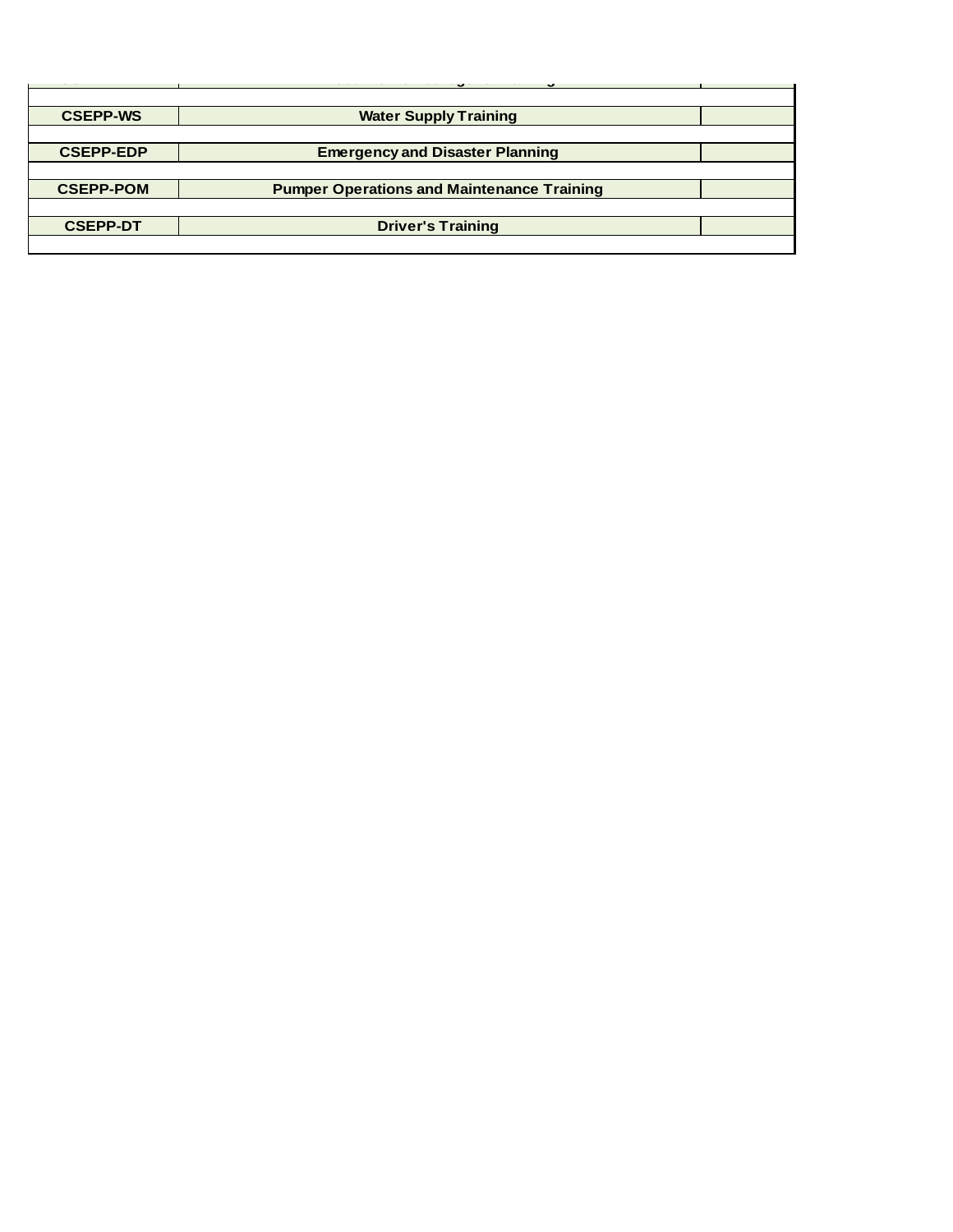| | | |
|---|---|---|
| CSEPP-WS | Water Supply Training | |
| CSEPP-EDP | Emergency and Disaster Planning | |
| CSEPP-POM | Pumper Operations and Maintenance Training | |
| CSEPP-DT | Driver's Training | |